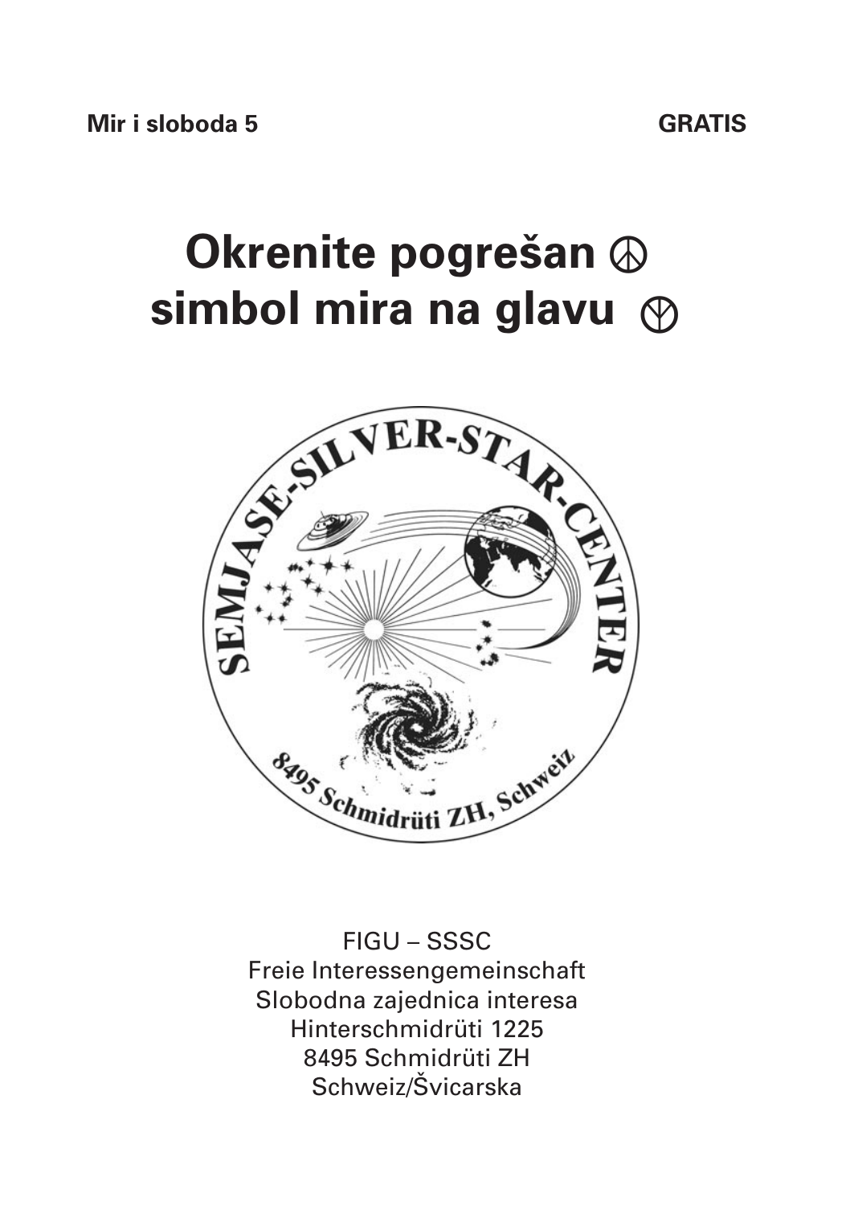**Mir i sloboda 5** **GRATIS**

# Okrenite pogrešan ☮ simbol mira na glavu ☮

SEMJASE-SILVER-STAR-CENTER

8495 Schmidrüti ZH, Schweiz

FIGU – SSSC
Freie Interessengemeinschaft
Slobodna zajednica interesa
Hinterschmidrüti 1225
8495 Schmidrüti ZH
Schweiz/Švicarska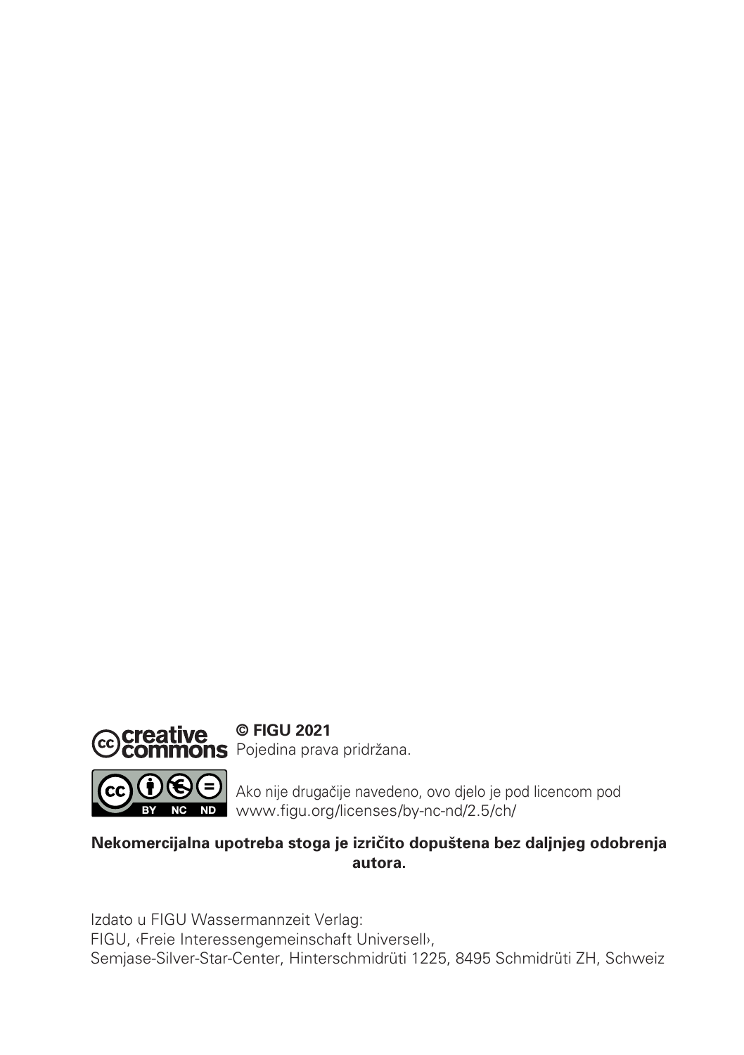**© FIGU 2021**
Pojedina prava pridržana.

Ako nije drugačije navedeno, ovo djelo je pod licencom pod
www.figu.org/licenses/by-nc-nd/2.5/ch/

**Nekomercijalna upotreba stoga je izričito dopuštena bez daljnjeg odobrenja autora.**

Izdato u FIGU Wassermannzeit Verlag:
FIGU, ‹Freie Interessengemeinschaft Universell›,
Semjase-Silver-Star-Center, Hinterschmidrüti 1225, 8495 Schmidrüti ZH, Schweiz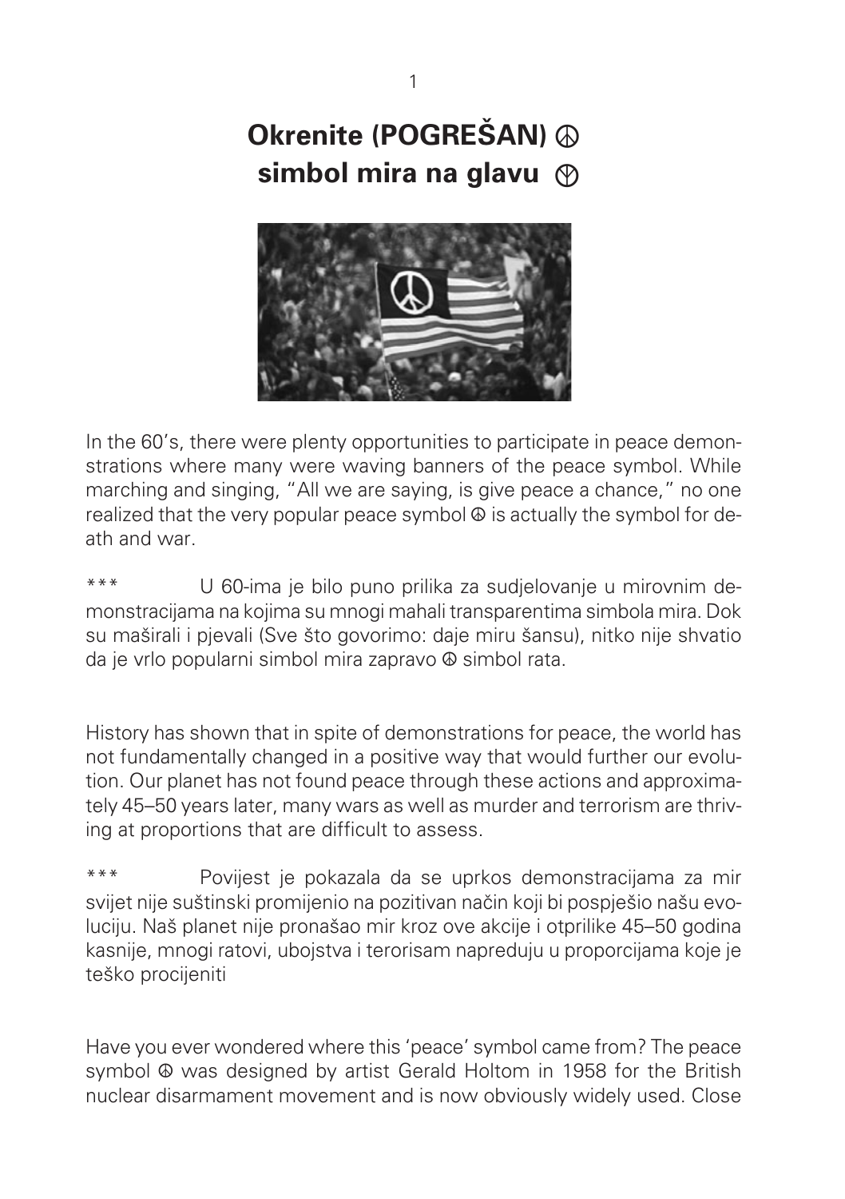# Okrenite (POGREŠAN) ☮ simbol mira na glavu ☮

In the 60's, there were plenty opportunities to participate in peace demonstrations where many were waving banners of the peace symbol. While marching and singing, "All we are saying, is give peace a chance," no one realized that the very popular peace symbol ☮ is actually the symbol for death and war.

*** U 60-ima je bilo puno prilika za sudjelovanje u mirovnim demonstracijama na kojima su mnogi mahali transparentima simbola mira. Dok su maširali i pjevali (Sve što govorimo: daje miru šansu), nitko nije shvatio da je vrlo popularni simbol mira zapravo ☮ simbol rata.

History has shown that in spite of demonstrations for peace, the world has not fundamentally changed in a positive way that would further our evolution. Our planet has not found peace through these actions and approximately 45–50 years later, many wars as well as murder and terrorism are thriving at proportions that are difficult to assess.

*** Povijest je pokazala da se uprkos demonstracijama za mir svijet nije suštinski promijenio na pozitivan način koji bi pospješio našu evoluciju. Naš planet nije pronašao mir kroz ove akcije i otprilike 45–50 godina kasnije, mnogi ratovi, ubojstva i terorisam napreduju u proporcijama koje je teško procijeniti

Have you ever wondered where this 'peace' symbol came from? The peace symbol ☮ was designed by artist Gerald Holtom in 1958 for the British nuclear disarmament movement and is now obviously widely used. Close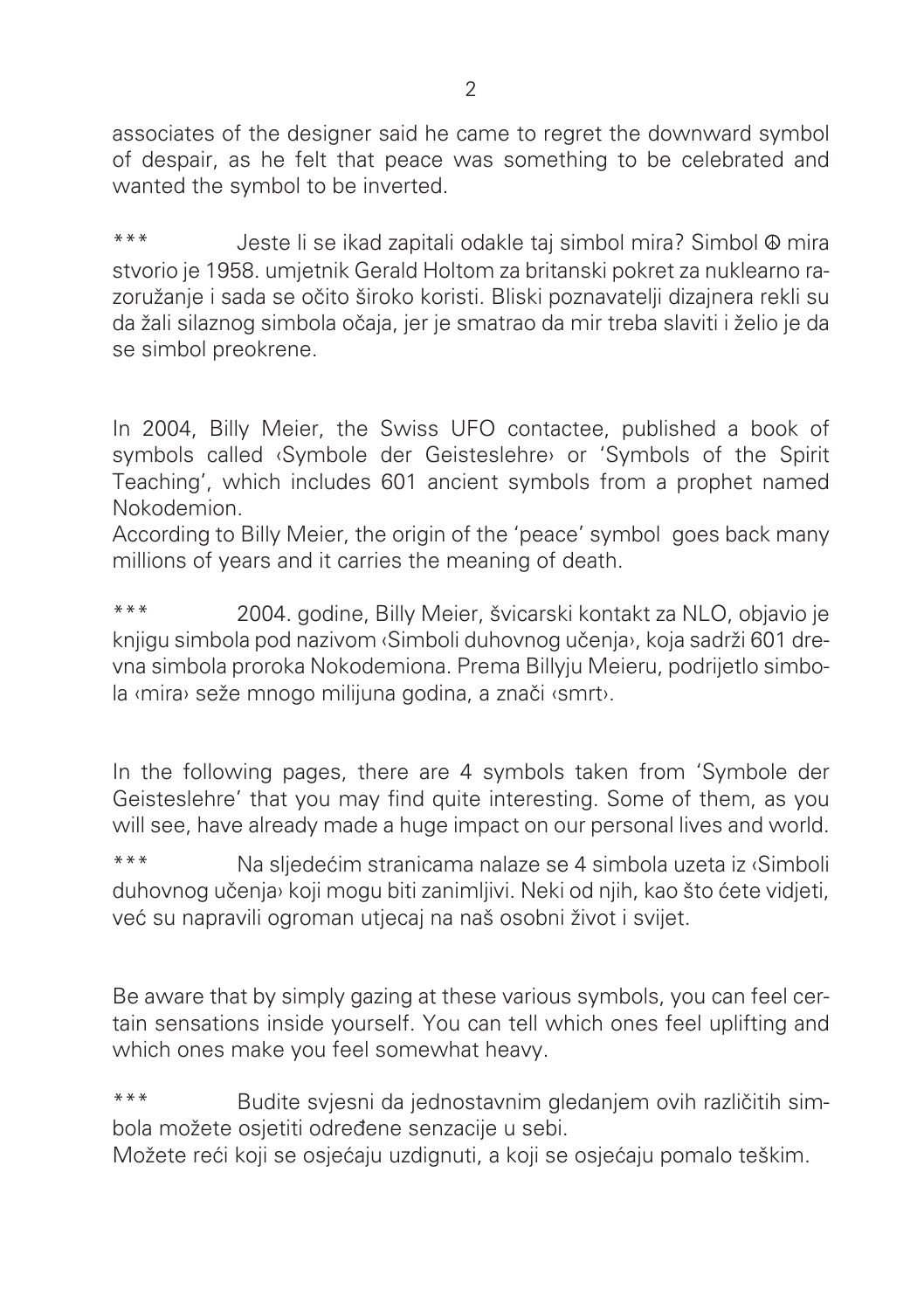associates of the designer said he came to regret the downward symbol of despair, as he felt that peace was something to be celebrated and wanted the symbol to be inverted.

*** Jeste li se ikad zapitali odakle taj simbol mira? Simbol ☮ mira stvorio je 1958. umjetnik Gerald Holtom za britanski pokret za nuklearno razoružanje i sada se očito široko koristi. Bliski poznavatelji dizajnera rekli su da žali silaznog simbola očaja, jer je smatrao da mir treba slaviti i želio je da se simbol preokrene.

In 2004, Billy Meier, the Swiss UFO contactee, published a book of symbols called ‹Symbole der Geisteslehre› or 'Symbols of the Spirit Teaching', which includes 601 ancient symbols from a prophet named Nokodemion.
According to Billy Meier, the origin of the 'peace' symbol goes back many millions of years and it carries the meaning of death.

*** 2004. godine, Billy Meier, švicarski kontakt za NLO, objavio je knjigu simbola pod nazivom ‹Simboli duhovnog učenja›, koja sadrži 601 drevna simbola proroka Nokodemiona. Prema Billyju Meieru, podrijetlo simbola ‹mira› seže mnogo milijuna godina, a znači ‹smrt›.

In the following pages, there are 4 symbols taken from 'Symbole der Geisteslehre' that you may find quite interesting. Some of them, as you will see, have already made a huge impact on our personal lives and world.

*** Na sljedećim stranicama nalaze se 4 simbola uzeta iz ‹Simboli duhovnog učenja› koji mogu biti zanimljivi. Neki od njih, kao što ćete vidjeti, već su napravili ogroman utjecaj na naš osobni život i svijet.

Be aware that by simply gazing at these various symbols, you can feel certain sensations inside yourself. You can tell which ones feel uplifting and which ones make you feel somewhat heavy.

*** Budite svjesni da jednostavnim gledanjem ovih različitih simbola možete osjetiti određene senzacije u sebi.
Možete reći koji se osjećaju uzdignuti, a koji se osjećaju pomalo teškim.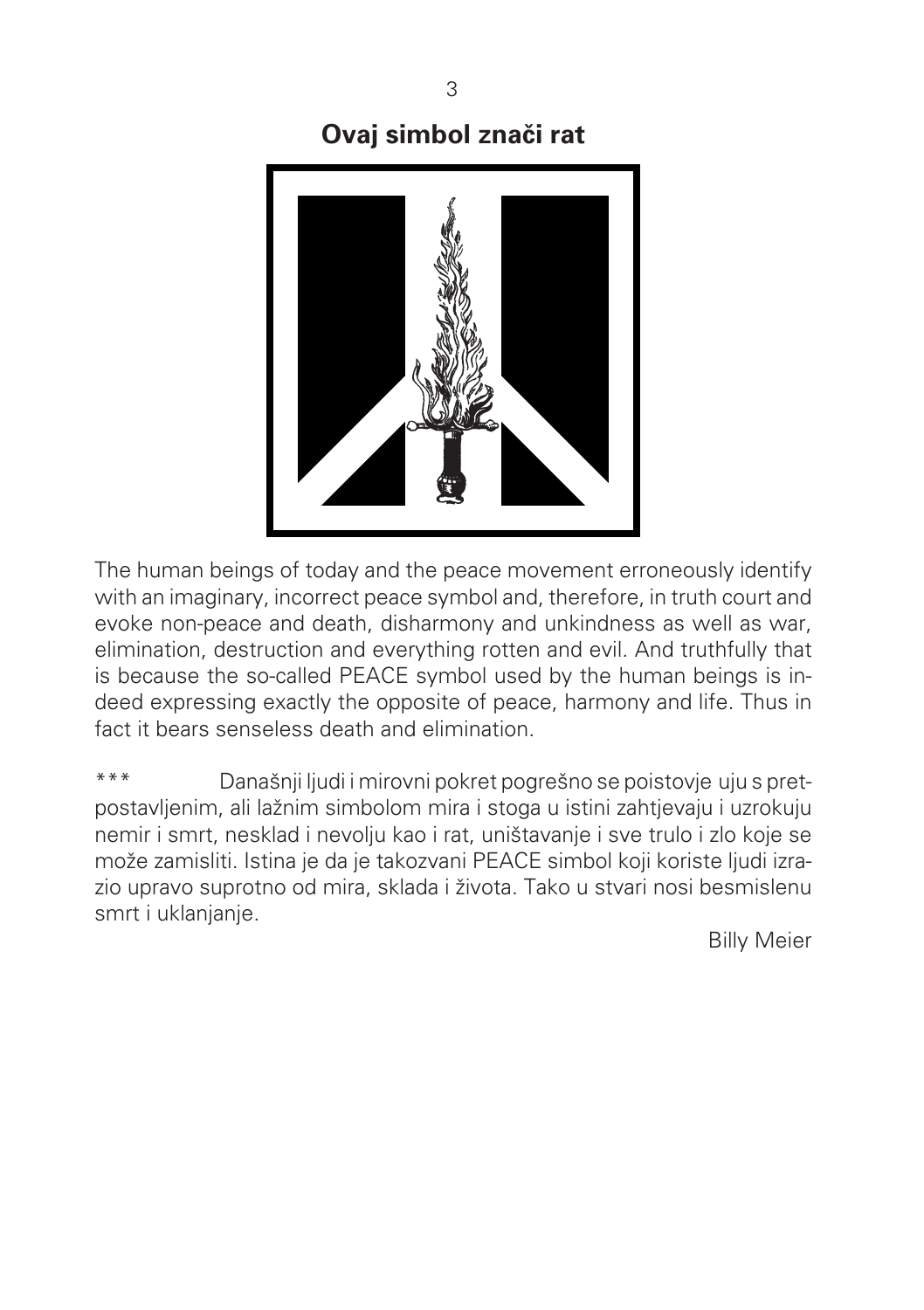## Ovaj simbol znači rat

The human beings of today and the peace movement erroneously identify with an imaginary, incorrect peace symbol and, therefore, in truth court and evoke non-peace and death, disharmony and unkindness as well as war, elimination, destruction and everything rotten and evil. And truthfully that is because the so-called PEACE symbol used by the human beings is indeed expressing exactly the opposite of peace, harmony and life. Thus in fact it bears senseless death and elimination.

*** Današnji ljudi i mirovni pokret pogrešno se poistovje uju s pretpostavljenim, ali lažnim simbolom mira i stoga u istini zahtjevaju i uzrokuju nemir i smrt, nesklad i nevolju kao i rat, uništavanje i sve trulo i zlo koje se može zamisliti. Istina je da je takozvani PEACE simbol koji koriste ljudi izrazio upravo suprotno od mira, sklada i života. Tako u stvari nosi besmislenu smrt i uklanjanje.

Billy Meier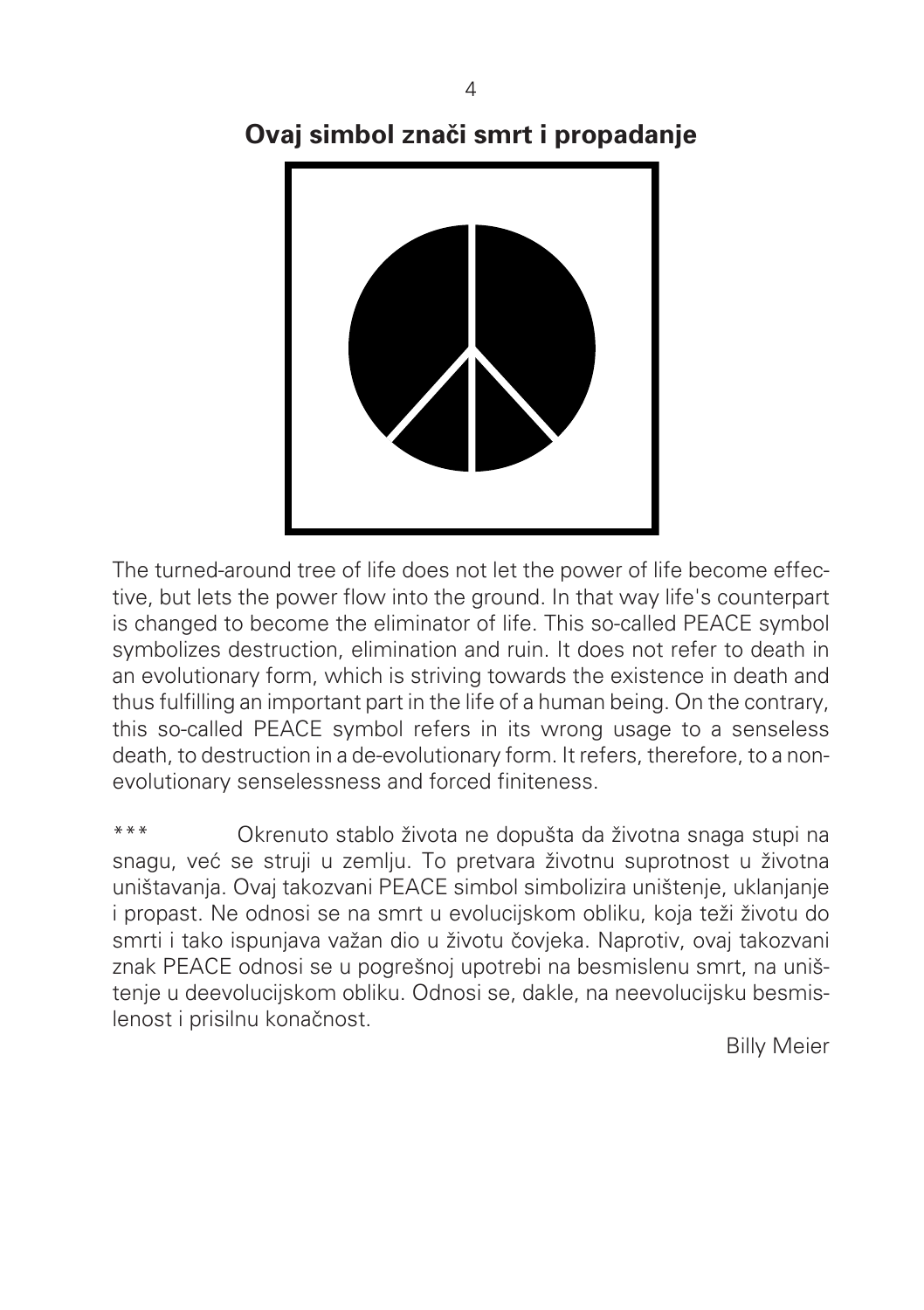## Ovaj simbol znači smrt i propadanje

The turned-around tree of life does not let the power of life become effective, but lets the power flow into the ground. In that way life's counterpart is changed to become the eliminator of life. This so-called PEACE symbol symbolizes destruction, elimination and ruin. It does not refer to death in an evolutionary form, which is striving towards the existence in death and thus fulfilling an important part in the life of a human being. On the contrary, this so-called PEACE symbol refers in its wrong usage to a senseless death, to destruction in a de-evolutionary form. It refers, therefore, to a non-evolutionary senselessness and forced finiteness.

*** Okrenuto stablo života ne dopušta da životna snaga stupi na snagu, već se struji u zemlju. To pretvara životnu suprotnost u životna uništavanja. Ovaj takozvani PEACE simbol simbolizira uništenje, uklanjanje i propast. Ne odnosi se na smrt u evolucijskom obliku, koja teži životu do smrti i tako ispunjava važan dio u životu čovjeka. Naprotiv, ovaj takozvani znak PEACE odnosi se u pogrešnoj upotrebi na besmislenu smrt, na uništenje u deevolucijskom obliku. Odnosi se, dakle, na neevolucijsku besmislenost i prisilnu konačnost.

Billy Meier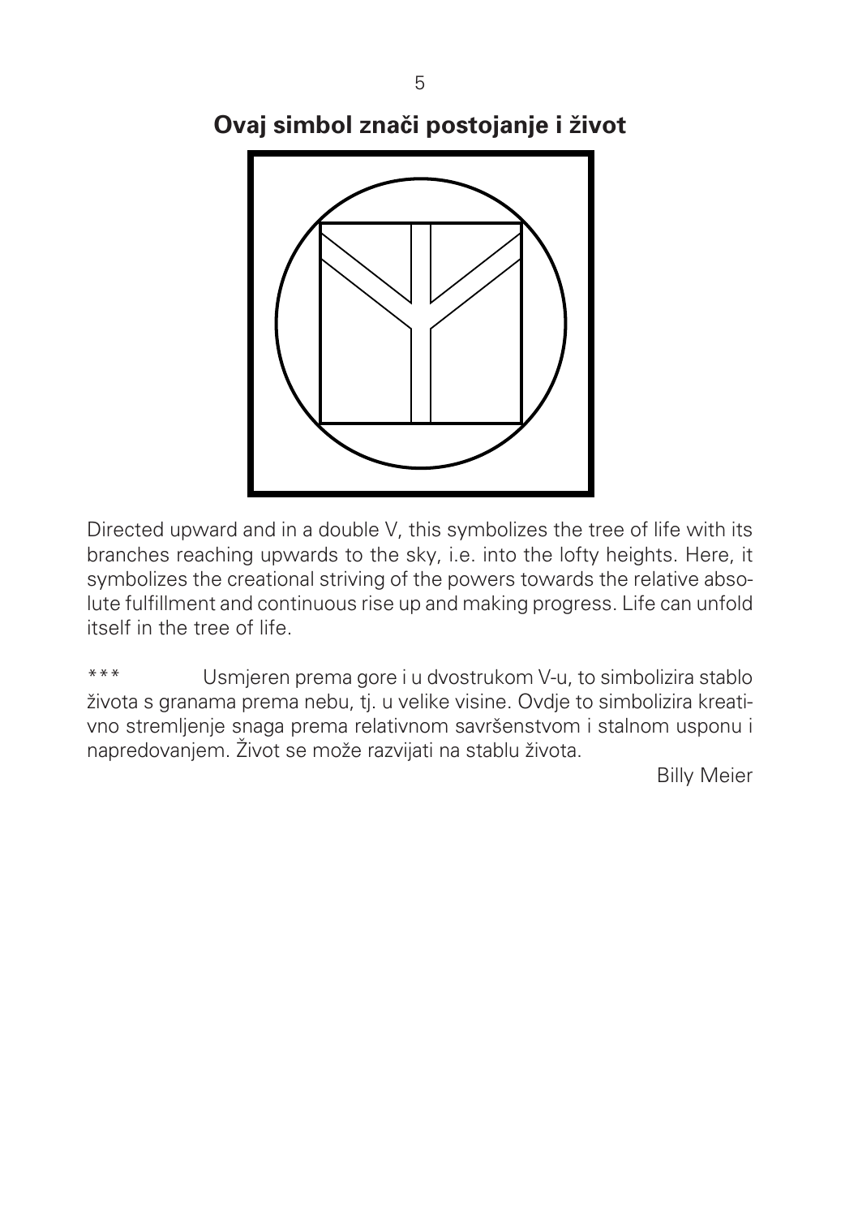## Ovaj simbol znači postojanje i život

Directed upward and in a double V, this symbolizes the tree of life with its branches reaching upwards to the sky, i.e. into the lofty heights. Here, it symbolizes the creational striving of the powers towards the relative absolute fulfillment and continuous rise up and making progress. Life can unfold itself in the tree of life.

*** Usmjeren prema gore i u dvostrukom V-u, to simbolizira stablo života s granama prema nebu, tj. u velike visine. Ovdje to simbolizira kreativno stremljenje snaga prema relativnom savršenstvom i stalnom usponu i napredovanjem. Život se može razvijati na stablu života.

Billy Meier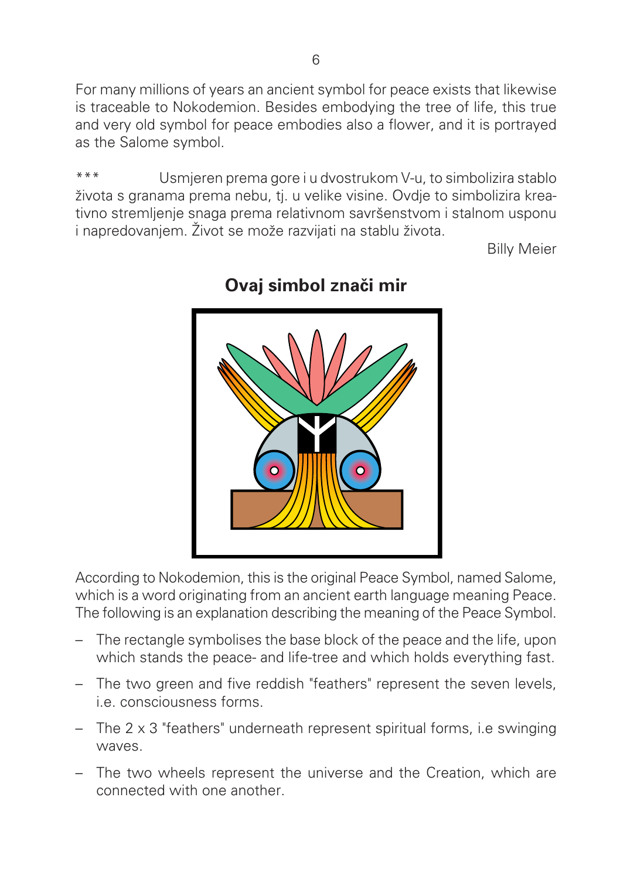For many millions of years an ancient symbol for peace exists that likewise is traceable to Nokodemion. Besides embodying the tree of life, this true and very old symbol for peace embodies also a flower, and it is portrayed as the Salome symbol.

*** Usmjeren prema gore i u dvostrukom V-u, to simbolizira stablo života s granama prema nebu, tj. u velike visine. Ovdje to simbolizira kreativno stremljenje snaga prema relativnom savršenstvom i stalnom usponu i napredovanjem. Život se može razvijati na stablu života.

Billy Meier

## Ovaj simbol znači mir

According to Nokodemion, this is the original Peace Symbol, named Salome, which is a word originating from an ancient earth language meaning Peace. The following is an explanation describing the meaning of the Peace Symbol.

- The rectangle symbolises the base block of the peace and the life, upon which stands the peace- and life-tree and which holds everything fast.
- The two green and five reddish "feathers" represent the seven levels, i.e. consciousness forms.
- The 2 x 3 "feathers" underneath represent spiritual forms, i.e swinging waves.
- The two wheels represent the universe and the Creation, which are connected with one another.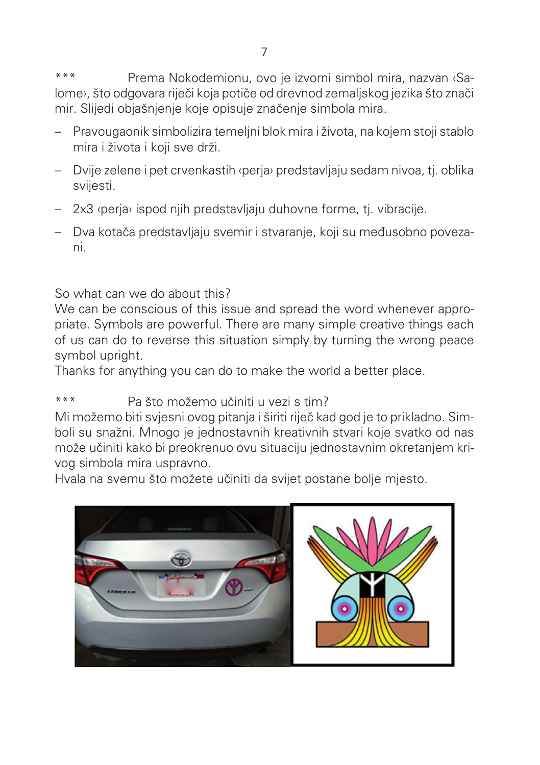*** Prema Nokodemionu, ovo je izvorni simbol mira, nazvan ‹Salome›, što odgovara riječi koja potiče od drevnod zemaljskog jezika što znači mir. Slijedi objašnjenje koje opisuje značenje simbola mira.

- Pravougaonik simbolizira temeljni blok mira i života, na kojem stoji stablo mira i života i koji sve drži.
- Dvije zelene i pet crvenkastih ‹perja› predstavljaju sedam nivoa, tj. oblika svijesti.
- 2x3 ‹perja› ispod njih predstavljaju duhovne forme, tj. vibracije.
- Dva kotača predstavljaju svemir i stvaranje, koji su međusobno povezani.

So what can we do about this?
We can be conscious of this issue and spread the word whenever appropriate. Symbols are powerful. There are many simple creative things each of us can do to reverse this situation simply by turning the wrong peace symbol upright.
Thanks for anything you can do to make the world a better place.

*** Pa što možemo učiniti u vezi s tim?
Mi možemo biti svjesni ovog pitanja i širiti riječ kad god je to prikladno. Simboli su snažni. Mnogo je jednostavnih kreativnih stvari koje svatko od nas može učiniti kako bi preokrenuo ovu situaciju jednostavnim okretanjem krivog simbola mira uspravno.
Hvala na svemu što možete učiniti da svijet postane bolje mjesto.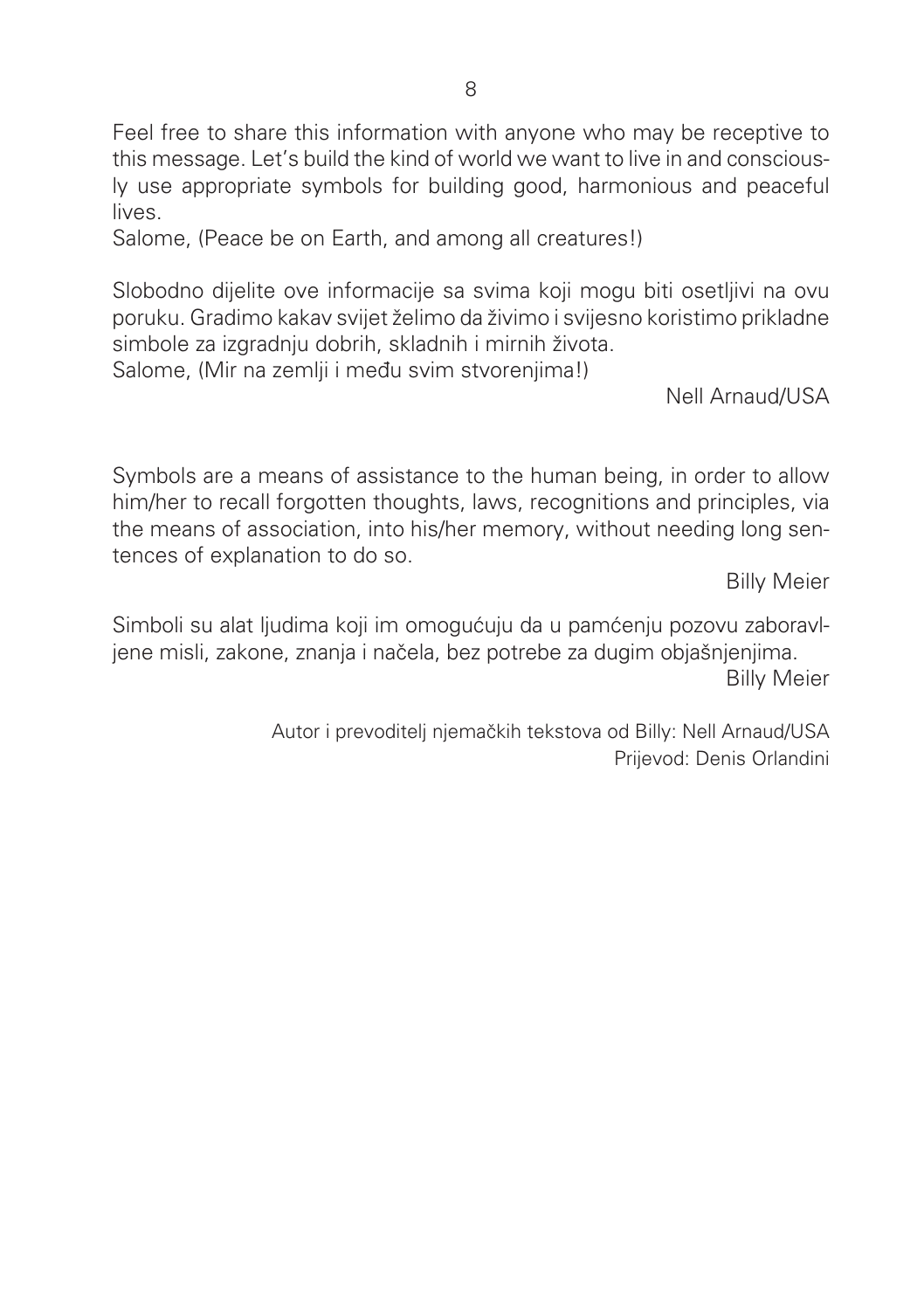Feel free to share this information with anyone who may be receptive to this message. Let's build the kind of world we want to live in and consciously use appropriate symbols for building good, harmonious and peaceful lives.
Salome, (Peace be on Earth, and among all creatures!)

Slobodno dijelite ove informacije sa svima koji mogu biti osetljivi na ovu poruku. Gradimo kakav svijet želimo da živimo i svijesno koristimo prikladne simbole za izgradnju dobrih, skladnih i mirnih života.
Salome, (Mir na zemlji i među svim stvorenjima!)

Nell Arnaud/USA

Symbols are a means of assistance to the human being, in order to allow him/her to recall forgotten thoughts, laws, recognitions and principles, via the means of association, into his/her memory, without needing long sentences of explanation to do so.

Billy Meier

Simboli su alat ljudima koji im omogućuju da u pamćenju pozovu zaboravljene misli, zakone, znanja i načela, bez potrebe za dugim objašnjenjima.

Billy Meier

Autor i prevoditelj njemačkih tekstova od Billy: Nell Arnaud/USA
Prijevod: Denis Orlandini